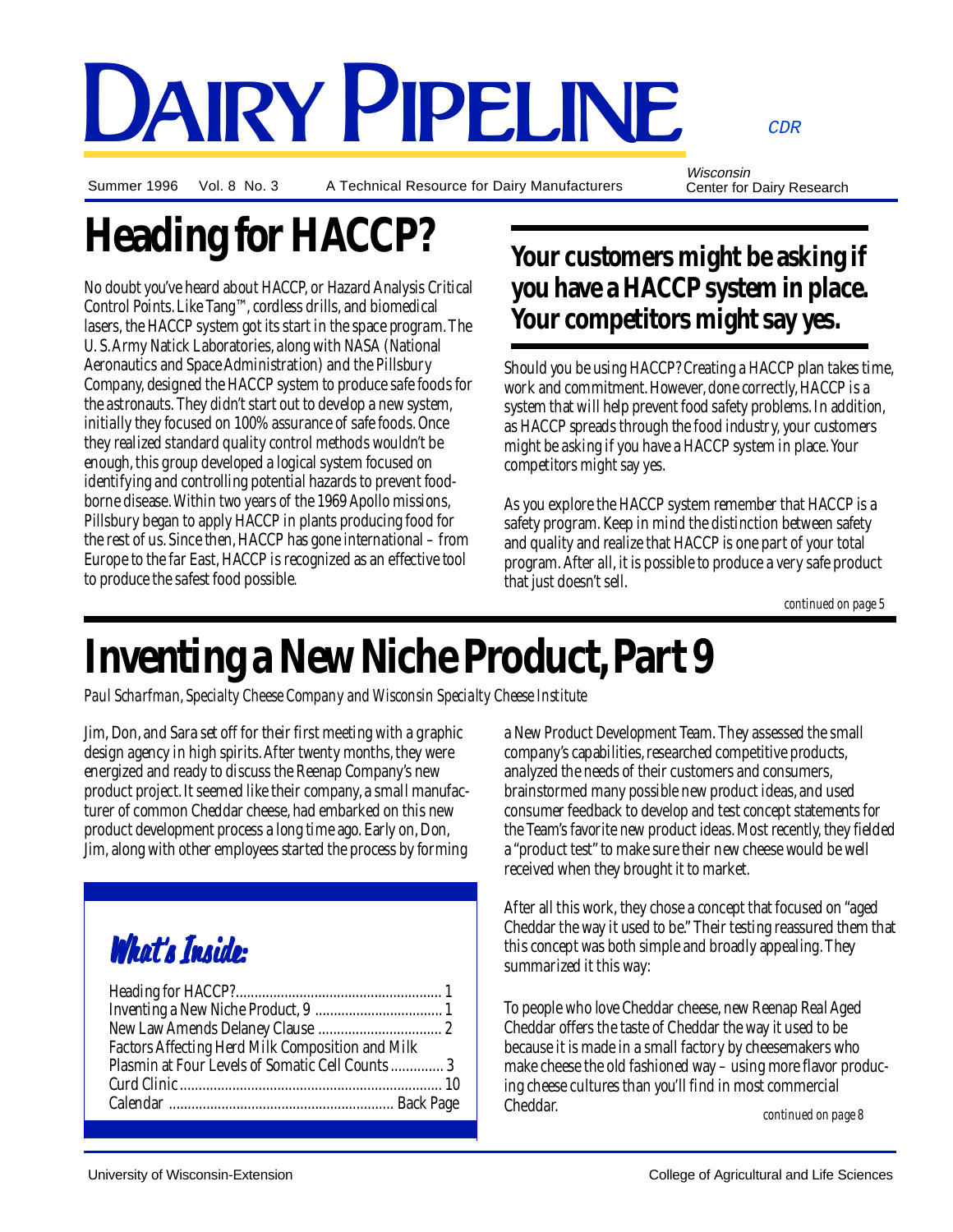# Dairy Pipeline

CDR

Summer 1996 Vol. 8 No. 3 A Technical Resource for Dairy Manufacturers

Wisconsin Center for Dairy Research

## Heading for HACCP?

No doubt you've heard about HACCP, or Hazard Analysis Critical Control Points. Like Tang™, cordless drills, and biomedical lasers, the HACCP system got its start in the space program. The U. S. Army Natick Laboratories, along with NASA (National Aeronautics and Space Administration) and the Pillsbury Company, designed the HACCP system to produce safe foods for the astronauts. They didn't start out to develop a new system, initially they focused on 100% assurance of safe foods. Once they realized standard quality control methods wouldn't be enough, this group developed a logical system focused on identifying and controlling potential hazards to prevent food-borne disease. Within two years of the 1969 Apollo missions, Pillsbury began to apply HACCP in plants producing food for the rest of us. Since then, HACCP has gone international – from Europe to the far East, HACCP is recognized as an effective tool to produce the safest food possible.

**Your customers might be asking if you have a HACCP system in place. Your competitors might say yes.**

Should you be using HACCP? Creating a HACCP plan takes time, work and commitment. However, done correctly, HACCP is a system that will help prevent food safety problems. In addition, as HACCP spreads through the food industry, your customers might be asking if you have a HACCP system in place. Your competitors might say yes.

As you explore the HACCP system remember that HACCP is a safety program. Keep in mind the distinction between safety and quality and realize that HACCP is one part of your total program. After all, it is possible to produce a very safe product that just doesn't sell.

*continued on page 5*

## Inventing a New Niche Product, Part 9

*Paul Scharfman, Specialty Cheese Company and Wisconsin Specialty Cheese Institute*

Jim, Don, and Sara set off for their first meeting with a graphic design agency in high spirits. After twenty months, they were energized and ready to discuss the Reenap Company's new product project. It seemed like their company, a small manufacturer of common Cheddar cheese, had embarked on this new product development process a long time ago. Early on, Don, Jim, along with other employees started the process by forming a New Product Development Team. They assessed the small company's capabilities, researched competitive products, analyzed the needs of their customers and consumers, brainstormed many possible new product ideas, and used consumer feedback to develop and test concept statements for the Team's favorite new product ideas. Most recently, they fielded a "product test" to make sure their new cheese would be well received when they brought it to market.

After all this work, they chose a concept that focused on "aged Cheddar the way it used to be." Their testing reassured them that this concept was both simple and broadly appealing. They summarized it this way:

To people who love Cheddar cheese, new Reenap Real Aged Cheddar offers the taste of Cheddar the way it used to be because it is made in a small factory by cheesemakers who make cheese the old fashioned way – using more flavor producing cheese cultures than you'll find in most commercial Cheddar.

*continued on page 8*

### What's Inside:

- Heading for HACCP? ........ 1
- Inventing a New Niche Product, 9 ........ 1
- New Law Amends Delaney Clause ........ 2
- Factors Affecting Herd Milk Composition and Milk Plasmin at Four Levels of Somatic Cell Counts ........ 3
- Curd Clinic ........ 10
- Calendar ........ Back Page

University of Wisconsin-Extension College of Agricultural and Life Sciences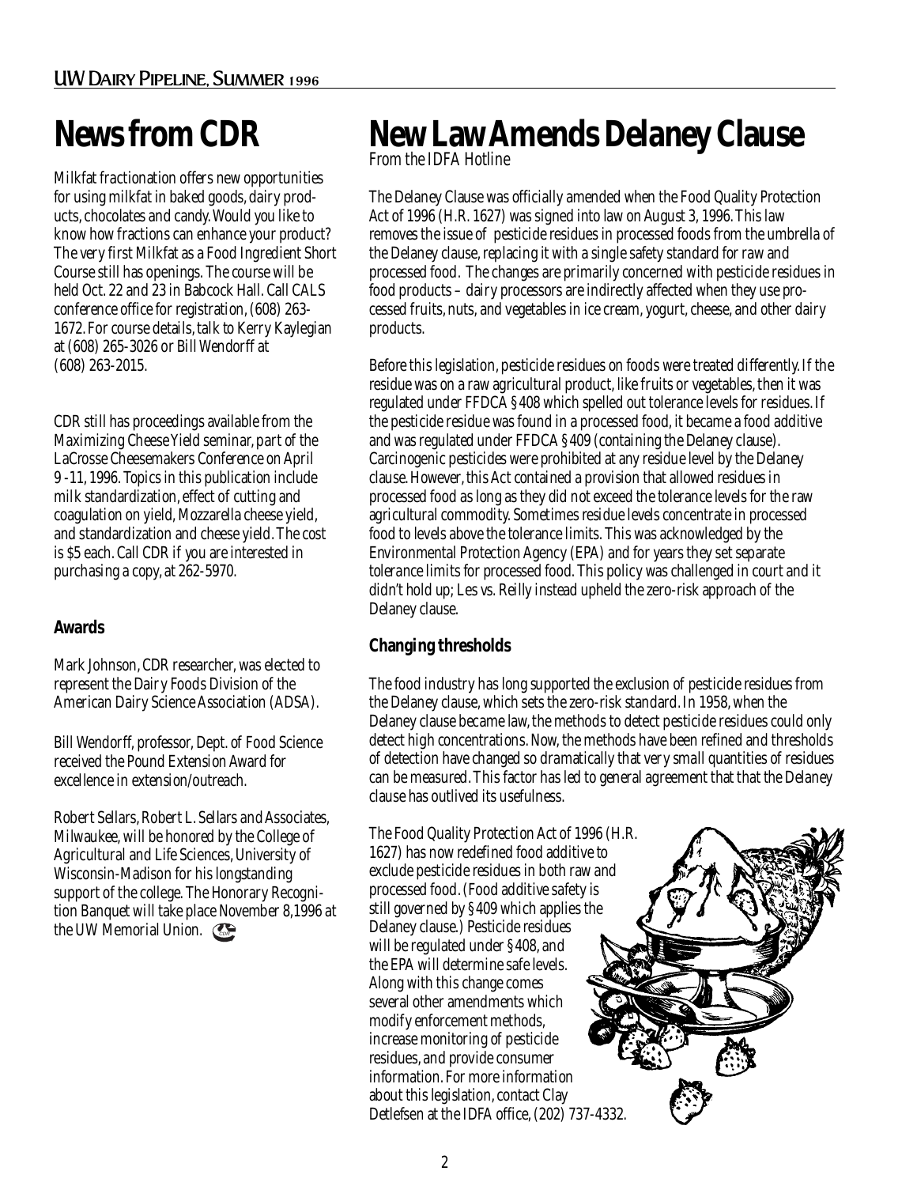# News from CDR

Milkfat fractionation offers new opportunities for using milkfat in baked goods, dairy products, chocolates and candy. Would you like to know how fractions can enhance your product? The very first Milkfat as a Food Ingredient Short Course still has openings. The course will be held Oct. 22 and 23 in Babcock Hall. Call CALS conference office for registration, (608) 263-1672. For course details, talk to Kerry Kaylegian at (608) 265-3026 or Bill Wendorff at (608) 263-2015.

CDR still has proceedings available from the Maximizing Cheese Yield seminar, part of the LaCrosse Cheesemakers Conference on April 9 -11, 1996. Topics in this publication include milk standardization, effect of cutting and coagulation on yield, Mozzarella cheese yield, and standardization and cheese yield. The cost is $5 each. Call CDR if you are interested in purchasing a copy, at 262-5970.

## Awards

Mark Johnson, CDR researcher, was elected to represent the Dairy Foods Division of the American Dairy Science Association (ADSA).

Bill Wendorff, professor, Dept. of Food Science received the Pound Extension Award for excellence in extension/outreach.

Robert Sellars, Robert L. Sellars and Associates, Milwaukee, will be honored by the College of Agricultural and Life Sciences, University of Wisconsin-Madison for his longstanding support of the college. The Honorary Recognition Banquet will take place November 8,1996 at the UW Memorial Union.

# New Law Amends Delaney Clause

*From the IDFA Hotline*

The Delaney Clause was officially amended when the Food Quality Protection Act of 1996 (H.R. 1627) was signed into law on August 3, 1996. This law removes the issue of pesticide residues in processed foods from the umbrella of the Delaney clause, replacing it with a single safety standard for raw and processed food. The changes are primarily concerned with pesticide residues in food products – dairy processors are indirectly affected when they use processed fruits, nuts, and vegetables in ice cream, yogurt, cheese, and other dairy products.

Before this legislation, pesticide residues on foods were treated differently. If the residue was on a raw agricultural product, like fruits or vegetables, then it was regulated under FFDCA §408 which spelled out tolerance levels for residues. If the pesticide residue was found in a processed food, it became a food additive and was regulated under FFDCA §409 (containing the Delaney clause). Carcinogenic pesticides were prohibited at any residue level by the Delaney clause. However, this Act contained a provision that allowed residues in processed food as long as they did not exceed the tolerance levels for the raw agricultural commodity. Sometimes residue levels concentrate in processed food to levels above the tolerance limits. This was acknowledged by the Environmental Protection Agency (EPA) and for years they set separate tolerance limits for processed food. This policy was challenged in court and it didn't hold up; Les vs. Reilly instead upheld the zero-risk approach of the Delaney clause.

## Changing thresholds

The food industry has long supported the exclusion of pesticide residues from the Delaney clause, which sets the zero-risk standard. In 1958, when the Delaney clause became law, the methods to detect pesticide residues could only detect high concentrations. Now, the methods have been refined and thresholds of detection have changed so dramatically that very small quantities of residues can be measured. This factor has led to general agreement that that the Delaney clause has outlived its usefulness.

The Food Quality Protection Act of 1996 (H.R. 1627) has now redefined food additive to exclude pesticide residues in both raw and processed food. (Food additive safety is still governed by §409 which applies the Delaney clause.) Pesticide residues will be regulated under §408, and the EPA will determine safe levels. Along with this change comes several other amendments which modify enforcement methods, increase monitoring of pesticide residues, and provide consumer information. For more information about this legislation, contact Clay Detlefsen at the IDFA office, (202) 737-4332.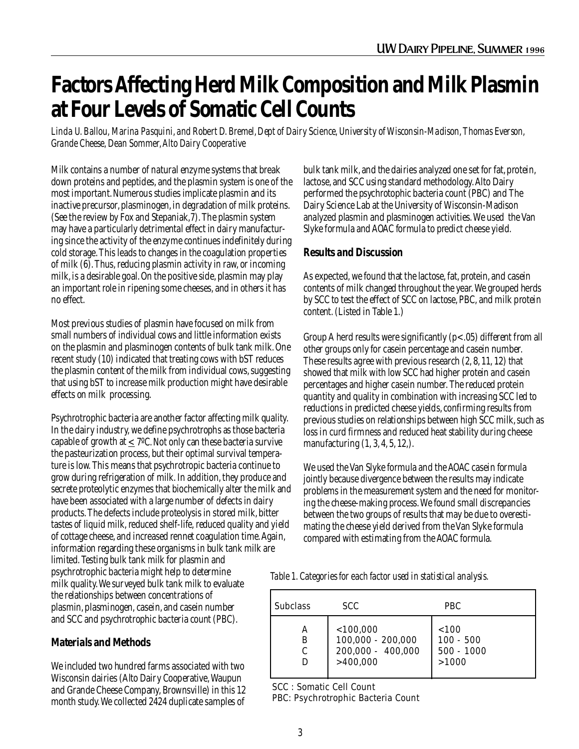# Factors Affecting Herd Milk Composition and Milk Plasmin at Four Levels of Somatic Cell Counts

*Linda U. Ballou, Marina Pasquini, and Robert D. Bremel, Dept of Dairy Science, University of Wisconsin-Madison, Thomas Everson, Grande Cheese, Dean Sommer, Alto Dairy Cooperative*

Milk contains a number of natural enzyme systems that break down proteins and peptides, and the plasmin system is one of the most important. Numerous studies implicate plasmin and its inactive precursor, plasminogen, in degradation of milk proteins. (See the review by Fox and Stepaniak, 7). The plasmin system may have a particularly detrimental effect in dairy manufacturing since the activity of the enzyme continues indefinitely during cold storage. This leads to changes in the coagulation properties of milk (6). Thus, reducing plasmin activity in raw, or incoming milk, is a desirable goal. On the positive side, plasmin may play an important role in ripening some cheeses, and in others it has no effect.

Most previous studies of plasmin have focused on milk from small numbers of individual cows and little information exists on the plasmin and plasminogen contents of bulk tank milk. One recent study (10) indicated that treating cows with bST reduces the plasmin content of the milk from individual cows, suggesting that using bST to increase milk production might have desirable effects on milk processing.

Psychrotropic bacteria are another factor affecting milk quality. In the dairy industry, we define psychrotrophs as those bacteria capable of growth at $\leq$ 7ºC. Not only can these bacteria survive the pasteurization process, but their optimal survival temperature is low. This means that psychrotropic bacteria continue to grow during refrigeration of milk. In addition, they produce and secrete proteolytic enzymes that biochemically alter the milk and have been associated with a large number of defects in dairy products. The defects include proteolysis in stored milk, bitter tastes of liquid milk, reduced shelf-life, reduced quality and yield of cottage cheese, and increased rennet coagulation time. Again, information regarding these organisms in bulk tank milk are limited. Testing bulk tank milk for plasmin and psychrotrophic bacteria might help to determine milk quality. We surveyed bulk tank milk to evaluate the relationships between concentrations of plasmin, plasminogen, casein, and casein number and SCC and psychrotrophic bacteria count (PBC).

## Materials and Methods

We included two hundred farms associated with two Wisconsin dairies (Alto Dairy Cooperative, Waupun and Grande Cheese Company, Brownsville) in this 12 month study. We collected 2424 duplicate samples of bulk tank milk, and the dairies analyzed one set for fat, protein, lactose, and SCC using standard methodology. Alto Dairy performed the psychrotophic bacteria count (PBC) and The Dairy Science Lab at the University of Wisconsin-Madison analyzed plasmin and plasminogen activities. We used the Van Slyke formula and AOAC formula to predict cheese yield.

## Results and Discussion

As expected, we found that the lactose, fat, protein, and casein contents of milk changed throughout the year. We grouped herds by SCC to test the effect of SCC on lactose, PBC, and milk protein content. (Listed in Table 1.)

Group A herd results were significantly ($p < .05$) different from all other groups only for casein percentage and casein number. These results agree with previous research (2, 8, 11, 12) that showed that milk with low SCC had higher protein and casein percentages and higher casein number. The reduced protein quantity and quality in combination with increasing SCC led to reductions in predicted cheese yields, confirming results from previous studies on relationships between high SCC milk, such as loss in curd firmness and reduced heat stability during cheese manufacturing (1, 3, 4, 5, 12,).

We used the Van Slyke formula and the AOAC casein formula jointly because divergence between the results may indicate problems in the measurement system and the need for monitoring the cheese-making process. We found small discrepancies between the two groups of results that may be due to overestimating the cheese yield derived from the Van Slyke formula compared with estimating from the AOAC formula.

*Table 1. Categories for each factor used in statistical analysis.*

| Subclass | SCC | PBC |
|---|---|---|
| A | <100,000 | <100 |
| B | 100,000 - 200,000 | 100 - 500 |
| C | 200,000 - 400,000 | 500 - 1000 |
| D | >400,000 | >1000 |

SCC : Somatic Cell Count
PBC: Psychrotrophic Bacteria Count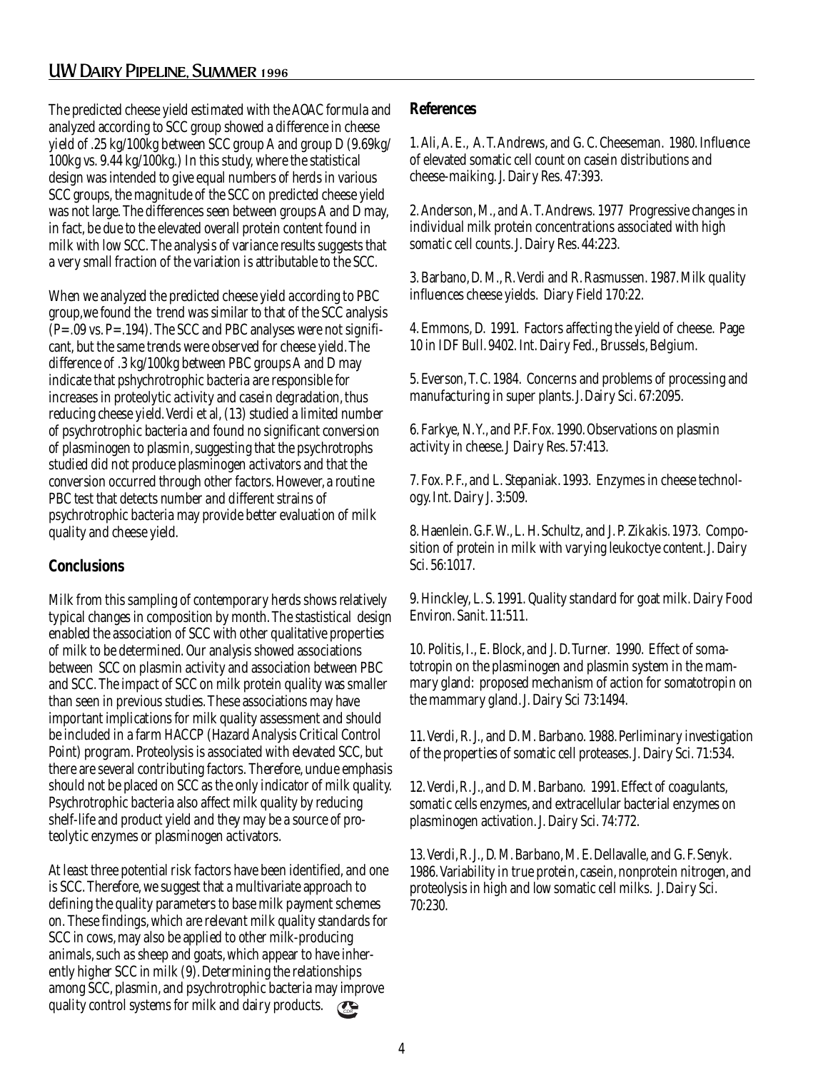The predicted cheese yield estimated with the AOAC formula and analyzed according to SCC group showed a difference in cheese yield of .25 kg/100kg between SCC group A and group D (9.69kg/100kg vs. 9.44 kg/100kg.) In this study, where the statistical design was intended to give equal numbers of herds in various SCC groups, the magnitude of the SCC on predicted cheese yield was not large. The differences seen between groups A and D may, in fact, be due to the elevated overall protein content found in milk with low SCC. The analysis of variance results suggests that a very small fraction of the variation is attributable to the SCC.

When we analyzed the predicted cheese yield according to PBC group,we found the trend was similar to that of the SCC analysis (P=.09 vs. P=.194). The SCC and PBC analyses were not significant, but the same trends were observed for cheese yield. The difference of .3 kg/100kg between PBC groups A and D may indicate that pshychrotrophic bacteria are responsible for increases in proteolytic activity and casein degradation, thus reducing cheese yield. Verdi et al, (13) studied a limited number of psychrotrophic bacteria and found no significant conversion of plasminogen to plasmin, suggesting that the psychrotrophs studied did not produce plasminogen activators and that the conversion occurred through other factors. However, a routine PBC test that detects number and different strains of psychrotrophic bacteria may provide better evaluation of milk quality and cheese yield.

## Conclusions

Milk from this sampling of contemporary herds shows relatively typical changes in composition by month. The stastistical design enabled the association of SCC with other qualitative properties of milk to be determined. Our analysis showed associations between SCC on plasmin activity and association between PBC and SCC. The impact of SCC on milk protein quality was smaller than seen in previous studies. These associations may have important implications for milk quality assessment and should be included in a farm HACCP (Hazard Analysis Critical Control Point) program. Proteolysis is associated with elevated SCC, but there are several contributing factors. Therefore, undue emphasis should not be placed on SCC as the only indicator of milk quality. Psychrotrophic bacteria also affect milk quality by reducing shelf-life and product yield and they may be a source of proteolytic enzymes or plasminogen activators.

At least three potential risk factors have been identified, and one is SCC. Therefore, we suggest that a multivariate approach to defining the quality parameters to base milk payment schemes on. These findings, which are relevant milk quality standards for SCC in cows, may also be applied to other milk-producing animals, such as sheep and goats, which appear to have inherently higher SCC in milk (9). Determining the relationships among SCC, plasmin, and psychrotrophic bacteria may improve quality control systems for milk and dairy products.

## References

1. Ali, A. E., A. T. Andrews, and G. C. Cheeseman. 1980. Influence of elevated somatic cell count on casein distributions and cheese-maiking. J. Dairy Res. 47:393.

2. Anderson, M., and A. T. Andrews. 1977 Progressive changes in individual milk protein concentrations associated with high somatic cell counts. J. Dairy Res. 44:223.

3. Barbano, D. M., R. Verdi and R. Rasmussen. 1987. Milk quality influences cheese yields. Diary Field 170:22.

4. Emmons, D. 1991. Factors affecting the yield of cheese. Page 10 in IDF Bull. 9402. Int. Dairy Fed., Brussels, Belgium.

5. Everson, T. C. 1984. Concerns and problems of processing and manufacturing in super plants. J. Dairy Sci. 67:2095.

6. Farkye, N. Y., and P.F. Fox. 1990. Observations on plasmin activity in cheese. J Dairy Res. 57:413.

7. Fox. P. F., and L. Stepaniak. 1993. Enzymes in cheese technology. Int. Dairy J. 3:509.

8. Haenlein. G.F. W., L. H. Schultz, and J. P. Zikakis. 1973. Composition of protein in milk with varying leukoctye content. J. Dairy Sci. 56:1017.

9. Hinckley, L. S. 1991. Quality standard for goat milk. Dairy Food Environ. Sanit. 11:511.

10. Politis, I., E. Block, and J. D. Turner. 1990. Effect of somatotropin on the plasminogen and plasmin system in the mammary gland: proposed mechanism of action for somatotropin on the mammary gland. J. Dairy Sci 73:1494.

11. Verdi, R. J., and D. M. Barbano. 1988. Perliminary investigation of the properties of somatic cell proteases. J. Dairy Sci. 71:534.

12. Verdi, R. J., and D. M. Barbano. 1991. Effect of coagulants, somatic cells enzymes, and extracellular bacterial enzymes on plasminogen activation. J. Dairy Sci. 74:772.

13. Verdi, R. J., D. M. Barbano, M. E. Dellavalle, and G. F. Senyk. 1986. Variability in true protein, casein, nonprotein nitrogen, and proteolysis in high and low somatic cell milks. J. Dairy Sci. 70:230.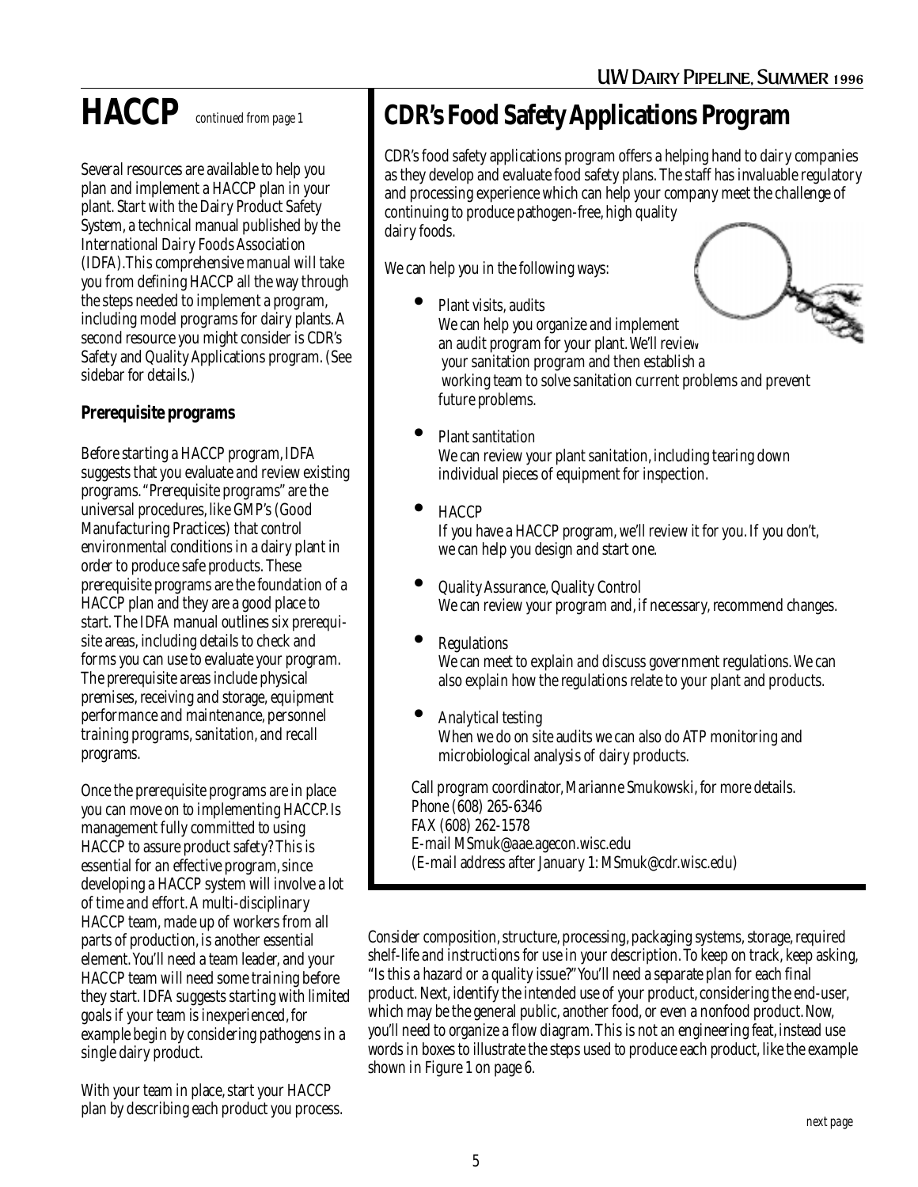# HACCP *continued from page 1*

Several resources are available to help you plan and implement a HACCP plan in your plant. Start with the Dairy Product Safety System, a technical manual published by the International Dairy Foods Association (IDFA). This comprehensive manual will take you from defining HACCP all the way through the steps needed to implement a program, including model programs for dairy plants. A second resource you might consider is CDR's Safety and Quality Applications program. (See sidebar for details.)

### Prerequisite programs

Before starting a HACCP program, IDFA suggests that you evaluate and review existing programs. "Prerequisite programs" are the universal procedures, like GMP's (Good Manufacturing Practices) that control environmental conditions in a dairy plant in order to produce safe products. These prerequisite programs are the foundation of a HACCP plan and they are a good place to start. The IDFA manual outlines six prerequisite areas, including details to check and forms you can use to evaluate your program. The prerequisite areas include physical premises, receiving and storage, equipment performance and maintenance, personnel training programs, sanitation, and recall programs.

Once the prerequisite programs are in place you can move on to implementing HACCP. Is management fully committed to using HACCP to assure product safety? This is essential for an effective program, since developing a HACCP system will involve a lot of time and effort. A multi-disciplinary HACCP team, made up of workers from all parts of production, is another essential element. You'll need a team leader, and your HACCP team will need some training before they start. IDFA suggests starting with limited goals if your team is inexperienced, for example begin by considering pathogens in a single dairy product.

With your team in place, start your HACCP plan by describing each product you process. Consider composition, structure, processing, packaging systems, storage, required shelf-life and instructions for use in your description. To keep on track, keep asking, "Is this a hazard or a quality issue?" You'll need a separate plan for each final product. Next, identify the intended use of your product, considering the end-user, which may be the general public, another food, or even a nonfood product. Now, you'll need to organize a flow diagram. This is not an engineering feat, instead use words in boxes to illustrate the steps used to produce each product, like the example shown in Figure 1 on page 6.

*next page*

## CDR's Food Safety Applications Program

CDR's food safety applications program offers a helping hand to dairy companies as they develop and evaluate food safety plans. The staff has invaluable regulatory and processing experience which can help your company meet the challenge of continuing to produce pathogen-free, high quality dairy foods.

We can help you in the following ways:

- Plant visits, audits
  We can help you organize and implement an audit program for your plant. We'll review your sanitation program and then establish a working team to solve sanitation current problems and prevent future problems.
- Plant santitation
  We can review your plant sanitation, including tearing down individual pieces of equipment for inspection.
- HACCP
  If you have a HACCP program, we'll review it for you. If you don't, we can help you design and start one.
- Quality Assurance, Quality Control
  We can review your program and, if necessary, recommend changes.
- Regulations
  We can meet to explain and discuss government regulations. We can also explain how the regulations relate to your plant and products.
- Analytical testing
  When we do on site audits we can also do ATP monitoring and microbiological analysis of dairy products.

Call program coordinator, Marianne Smukowski, for more details.
Phone (608) 265-6346
FAX (608) 262-1578
E-mail MSmuk@aae.agecon.wisc.edu
(E-mail address after January 1: MSmuk@cdr.wisc.edu)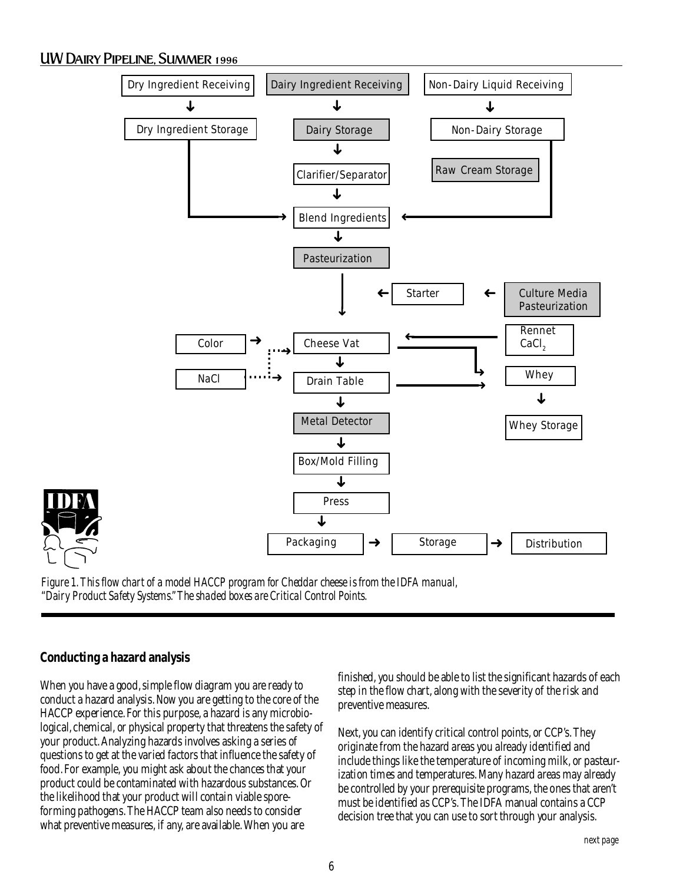Dry Ingredient Receiving → Dry Ingredient Storage

Dairy Ingredient Receiving → Dairy Storage → Clarifier/Separator

Non-Dairy Liquid Receiving → Non-Dairy Storage

Raw Cream Storage

Blend Ingredients → Pasteurization

Culture Media Pasteurization → Starter

Rennet $CaCl_2$

Color

NaCl

Cheese Vat → Drain Table → Metal Detector → Box/Mold Filling → Press

Whey → Whey Storage

Packaging → Storage → Distribution

IDFA

*Figure 1. This flow chart of a model HACCP program for Cheddar cheese is from the IDFA manual, "Dairy Product Safety Systems." The shaded boxes are Critical Control Points.*

## Conducting a hazard analysis

When you have a good, simple flow diagram you are ready to conduct a hazard analysis. Now you are getting to the core of the HACCP experience. For this purpose, a hazard is any microbiological, chemical, or physical property that threatens the safety of your product. Analyzing hazards involves asking a series of questions to get at the varied factors that influence the safety of food. For example, you might ask about the chances that your product could be contaminated with hazardous substances. Or the likelihood that your product will contain viable spore-forming pathogens. The HACCP team also needs to consider what preventive measures, if any, are available. When you are finished, you should be able to list the significant hazards of each step in the flow chart, along with the severity of the risk and preventive measures.

Next, you can identify critical control points, or CCP's. They originate from the hazard areas you already identified and include things like the temperature of incoming milk, or pasteurization times and temperatures. Many hazard areas may already be controlled by your prerequisite programs, the ones that aren't must be identified as CCP's. The IDFA manual contains a CCP decision tree that you can use to sort through your analysis.

*next page*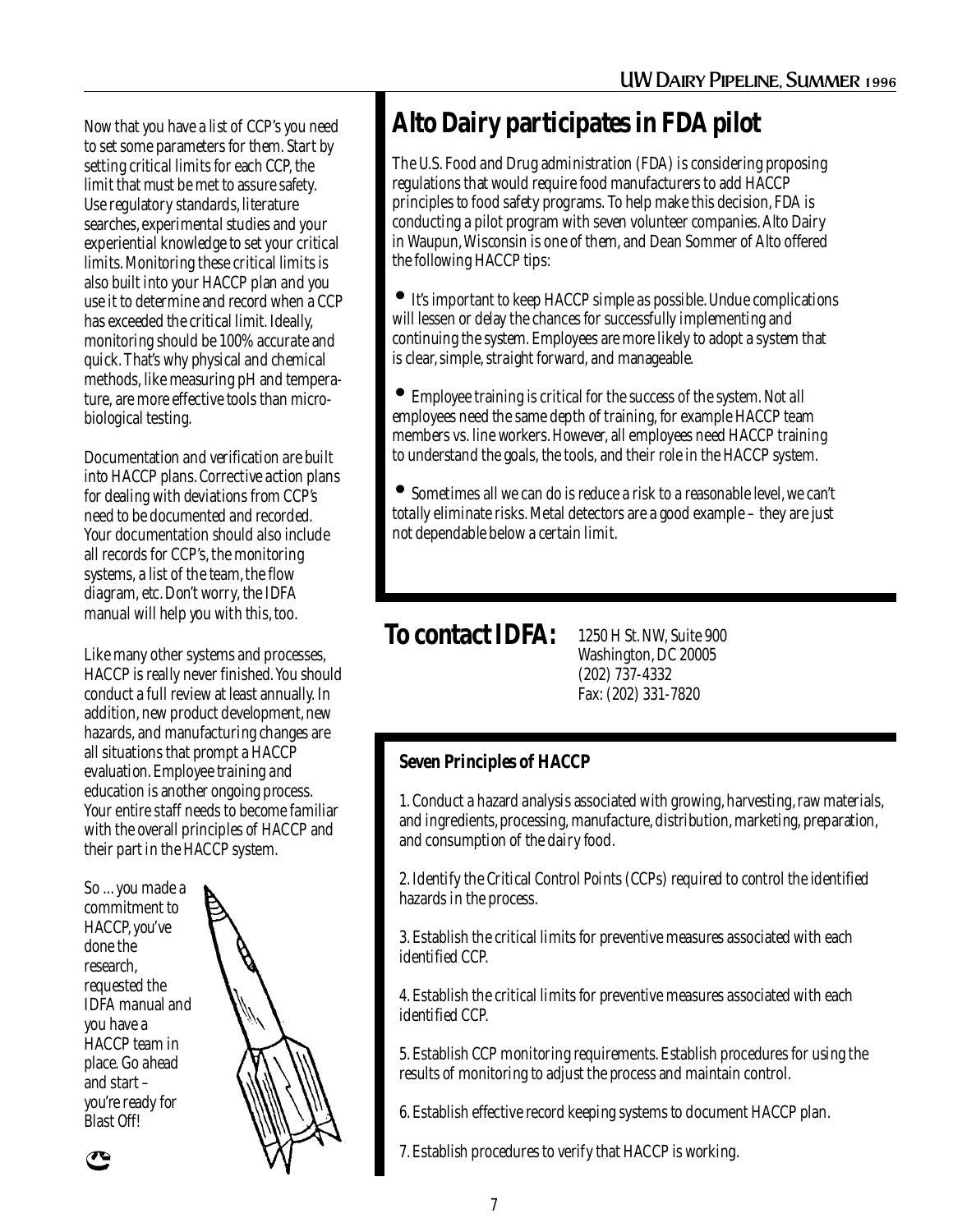Now that you have a list of CCP's you need to set some parameters for them. Start by setting critical limits for each CCP, the limit that must be met to assure safety. Use regulatory standards, literature searches, experimental studies and your experiential knowledge to set your critical limits. Monitoring these critical limits is also built into your HACCP plan and you use it to determine and record when a CCP has exceeded the critical limit. Ideally, monitoring should be 100% accurate and quick. That's why physical and chemical methods, like measuring pH and temperature, are more effective tools than microbiological testing.

Documentation and verification are built into HACCP plans. Corrective action plans for dealing with deviations from CCP's need to be documented and recorded. Your documentation should also include all records for CCP's, the monitoring systems, a list of the team, the flow diagram, etc. Don't worry, the IDFA manual will help you with this, too.

Like many other systems and processes, HACCP is really never finished. You should conduct a full review at least annually. In addition, new product development, new hazards, and manufacturing changes are all situations that prompt a HACCP evaluation. Employee training and education is another ongoing process. Your entire staff needs to become familiar with the overall principles of HACCP and their part in the HACCP system.

So ... you made a commitment to HACCP, you've done the research, requested the IDFA manual and you have a HACCP team in place. Go ahead and start – you're ready for Blast Off!

# Alto Dairy participates in FDA pilot

The U.S. Food and Drug administration (FDA) is considering proposing regulations that would require food manufacturers to add HACCP principles to food safety programs. To help make this decision, FDA is conducting a pilot program with seven volunteer companies. Alto Dairy in Waupun, Wisconsin is one of them, and Dean Sommer of Alto offered the following HACCP tips:

- It's important to keep HACCP simple as possible. Undue complications will lessen or delay the chances for successfully implementing and continuing the system. Employees are more likely to adopt a system that is clear, simple, straight forward, and manageable.
- Employee training is critical for the success of the system. Not all employees need the same depth of training, for example HACCP team members vs. line workers. However, all employees need HACCP training to understand the goals, the tools, and their role in the HACCP system.
- Sometimes all we can do is reduce a risk to a reasonable level, we can't totally eliminate risks. Metal detectors are a good example – they are just not dependable below a certain limit.

## To contact IDFA:

1250 H St. NW, Suite 900
Washington, DC 20005
(202) 737-4332
Fax: (202) 331-7820

### Seven Principles of HACCP

1. Conduct a hazard analysis associated with growing, harvesting, raw materials, and ingredients, processing, manufacture, distribution, marketing, preparation, and consumption of the dairy food.

2. Identify the Critical Control Points (CCPs) required to control the identified hazards in the process.

3. Establish the critical limits for preventive measures associated with each identified CCP.

4. Establish the critical limits for preventive measures associated with each identified CCP.

5. Establish CCP monitoring requirements. Establish procedures for using the results of monitoring to adjust the process and maintain control.

6. Establish effective record keeping systems to document HACCP plan.

7. Establish procedures to verify that HACCP is working.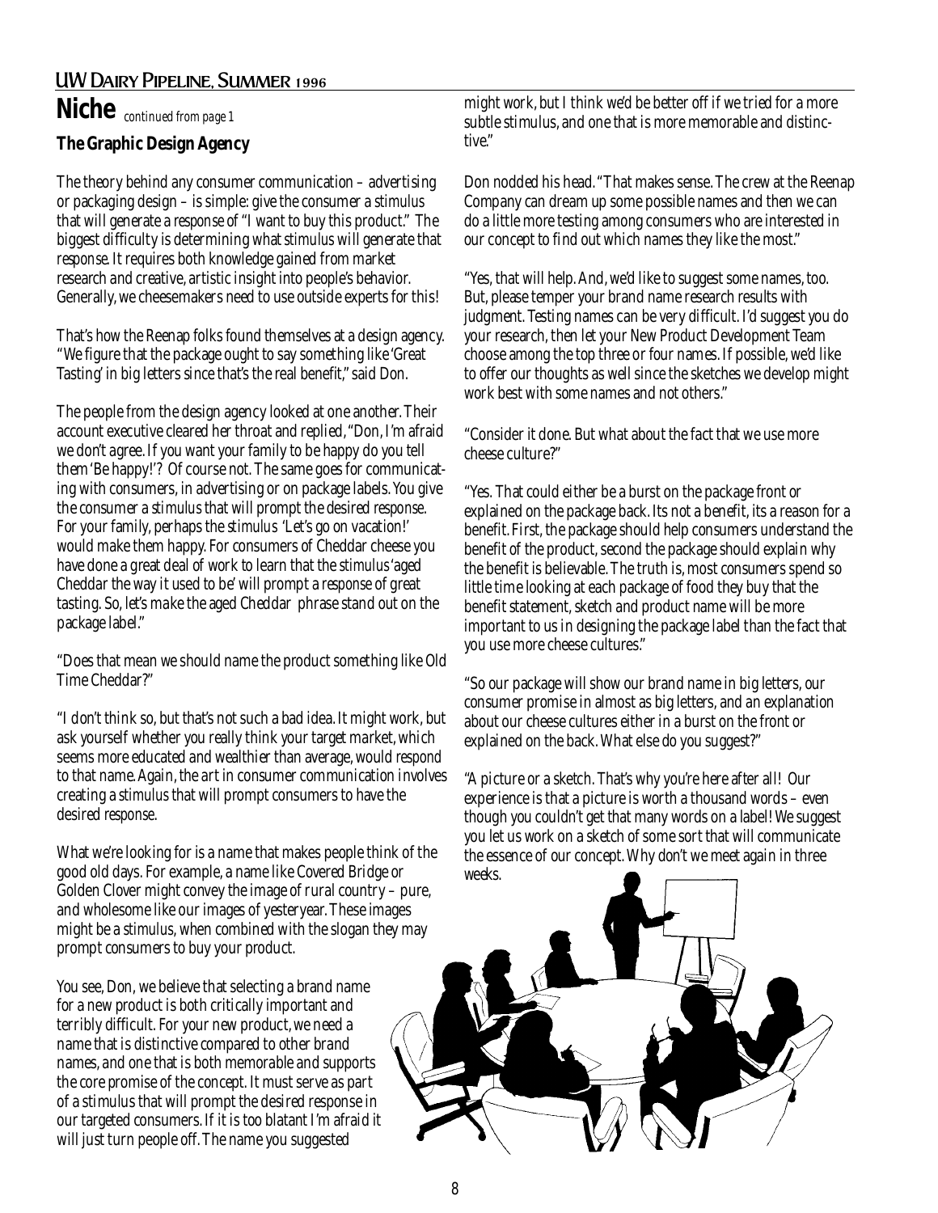# Niche *continued from page 1*

### The Graphic Design Agency

The theory behind any consumer communication – advertising or packaging design – is simple: give the consumer a *stimulus* that will generate a *response* of "I want to buy this product." The biggest difficulty is determining what *stimulus* will generate that *response*. It requires both knowledge gained from market research and creative, artistic insight into people's behavior. Generally, we cheesemakers need to use outside experts for this!

That's how the Reenap folks found themselves at a design agency. "We figure that the package ought to say something like 'Great Tasting' in big letters since that's the real benefit," said Don.

The people from the design agency looked at one another. Their account executive cleared her throat and replied, "Don, I'm afraid we don't agree. If you want your family to be happy do you tell them 'Be happy!'? Of course not. The same goes for communicating with consumers, in advertising or on package labels. You give the consumer a *stimulus* that will prompt the desired *response*. For your family, perhaps the *stimulus* 'Let's go on vacation!' would make them happy. For consumers of Cheddar cheese you have done a great deal of work to learn that the *stimulus* 'aged Cheddar the way it used to be' will prompt a *response* of great tasting. So, let's make the aged Cheddar phrase stand out on the package label."

"Does that mean we should name the product something like Old Time Cheddar?"

"I don't think so, but that's not such a bad idea. It might work, but ask yourself whether you really think your target market, which seems more educated and wealthier than average, would *respond* to that name. Again, the *art* in consumer communication involves creating a *stimulus* that will prompt consumers to have the desired *response*.

What we're looking for is a name that makes people think of the good old days. For example, a name like Covered Bridge or Golden Clover might convey the image of rural country – pure, and wholesome like our images of yesteryear. These images might be a *stimulus*, when combined with the slogan they may prompt consumers to buy your product.

You see, Don, we believe that selecting a brand name for a new product is both critically important and terribly difficult. For your new product, we need a name that is distinctive compared to other brand names, and one that is both memorable and supports the core promise of the concept. It must serve as part of a stimulus that will prompt the desired response in our targeted consumers. If it is too blatant I'm afraid it will just turn people off. The name you suggested might work, but I think we'd be better off if we tried for a more subtle stimulus, and one that is more memorable and distinctive."

Don nodded his head. "That makes sense. The crew at the Reenap Company can dream up some possible names and then we can do a little more testing among consumers who are interested in our concept to find out which names they like the most."

"Yes, that will help. And, we'd like to suggest some names, too. But, please temper your brand name research results with judgment. Testing names can be very difficult. I'd suggest you do your research, then let your New Product Development Team choose among the top three or four names. If possible, we'd like to offer our thoughts as well since the sketches we develop might work best with some names and not others."

"Consider it done. But what about the fact that we use more cheese culture?"

"Yes. That could either be a burst on the package front or explained on the package back. Its not a benefit, its a reason for a benefit. First, the package should help consumers understand the benefit of the product, second the package should explain why the benefit is believable. The truth is, most consumers spend so little time looking at each package of food they buy that the benefit statement, sketch and product name will be more important to us in designing the package label than the fact that you use more cheese cultures."

"So our package will show our brand name in big letters, our consumer promise in almost as big letters, and an explanation about our cheese cultures either in a burst on the front or explained on the back. What else do you suggest?"

"A picture or a sketch. That's why you're here after all! Our experience is that a picture is worth a thousand words – even though you couldn't get that many words on a label! We suggest you let us work on a sketch of some sort that will communicate the essence of our concept. Why don't we meet again in three weeks.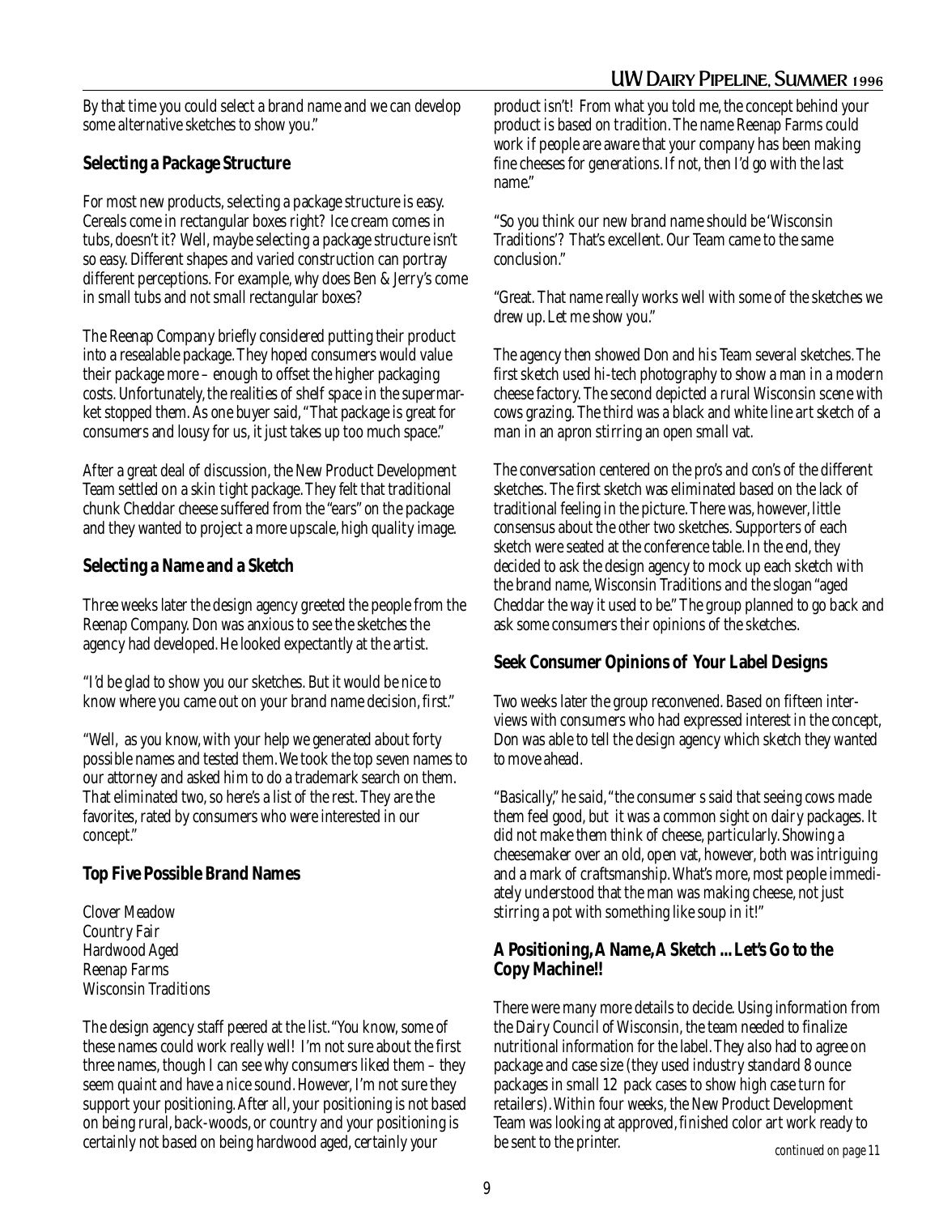By that time you could select a brand name and we can develop some alternative sketches to show you."

### Selecting a Package Structure

For most new products, selecting a package structure is easy. Cereals come in rectangular boxes right? Ice cream comes in tubs, doesn't it? Well, maybe selecting a package structure isn't so easy. Different shapes and varied construction can portray different perceptions. For example, why does Ben & Jerry's come in small tubs and not small rectangular boxes?

The Reenap Company briefly considered putting their product into a resealable package. They hoped consumers would value their package more – enough to offset the higher packaging costs. Unfortunately, the realities of shelf space in the supermarket stopped them. As one buyer said, "That package is great for consumers and lousy for us, it just takes up too much space."

After a great deal of discussion, the New Product Development Team settled on a skin tight package. They felt that traditional chunk Cheddar cheese suffered from the "ears" on the package and they wanted to project a more upscale, high quality image.

### Selecting a Name and a Sketch

Three weeks later the design agency greeted the people from the Reenap Company. Don was anxious to see the sketches the agency had developed. He looked expectantly at the artist.

"I'd be glad to show you our sketches. But it would be nice to know where you came out on your brand name decision, first."

"Well, as you know, with your help we generated about forty possible names and tested them. We took the top seven names to our attorney and asked him to do a trademark search on them. That eliminated two, so here's a list of the rest. They are the favorites, rated by consumers who were interested in our concept."

### Top Five Possible Brand Names

Clover Meadow
Country Fair
Hardwood Aged
Reenap Farms
Wisconsin Traditions

The design agency staff peered at the list. "You know, some of these names could work really well! I'm not sure about the first three names, though I can see why consumers liked them – they seem quaint and have a nice sound. However, I'm not sure they support your positioning. After all, your positioning is not based on being rural, back-woods, or country and your positioning is certainly not based on being hardwood aged, certainly your product isn't! From what you told me, the concept behind your product is based on tradition. The name Reenap Farms could work if people are aware that your company has been making fine cheeses for generations. If not, then I'd go with the last name."

"So you think our new brand name should be 'Wisconsin Traditions'? That's excellent. Our Team came to the same conclusion."

"Great. That name really works well with some of the sketches we drew up. Let me show you."

The agency then showed Don and his Team several sketches. The first sketch used hi-tech photography to show a man in a modern cheese factory. The second depicted a rural Wisconsin scene with cows grazing. The third was a black and white line art sketch of a man in an apron stirring an open small vat.

The conversation centered on the pro's and con's of the different sketches. The first sketch was eliminated based on the lack of traditional feeling in the picture. There was, however, little consensus about the other two sketches. Supporters of each sketch were seated at the conference table. In the end, they decided to ask the design agency to mock up each sketch with the brand name, Wisconsin Traditions and the slogan "aged Cheddar the way it used to be." The group planned to go back and ask some consumers their opinions of the sketches.

### Seek Consumer Opinions of Your Label Designs

Two weeks later the group reconvened. Based on fifteen interviews with consumers who had expressed interest in the concept, Don was able to tell the design agency which sketch they wanted to move ahead.

"Basically," he said, "the consumer s said that seeing cows made them feel good, but it was a common sight on dairy packages. It did not make them think of cheese, particularly. Showing a cheesemaker over an old, open vat, however, both was intriguing and a mark of craftsmanship. What's more, most people immediately understood that the man was making cheese, not just stirring a pot with something like soup in it!"

### A Positioning, A Name, A Sketch ... Let's Go to the Copy Machine!!

There were many more details to decide. Using information from the Dairy Council of Wisconsin, the team needed to finalize nutritional information for the label. They also had to agree on package and case size (they used industry standard 8 ounce packages in small 12 pack cases to show high case turn for retailers). Within four weeks, the New Product Development Team was looking at approved, finished color art work ready to be sent to the printer.

*continued on page 11*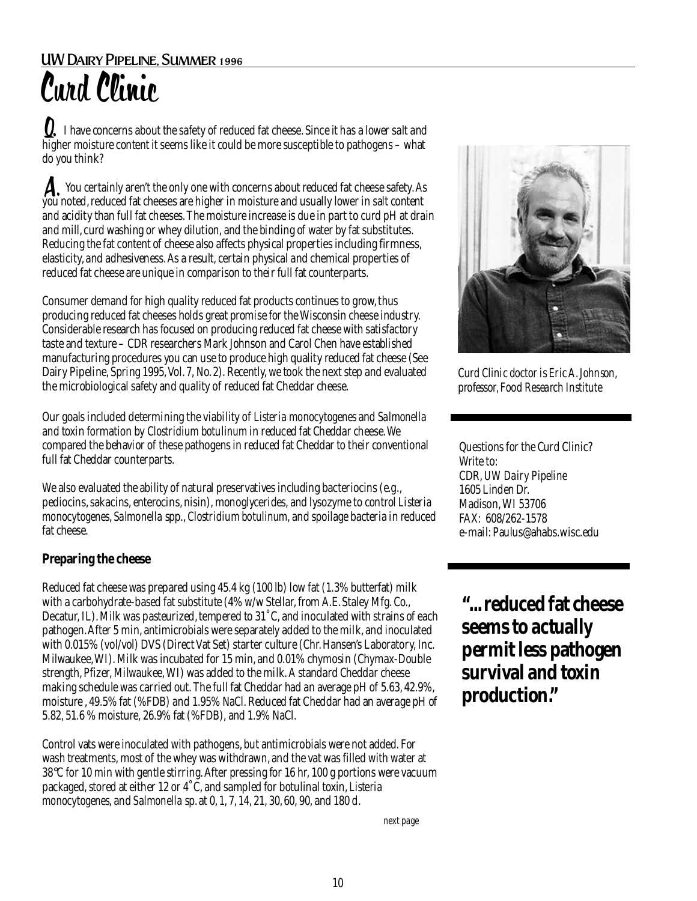# Curd Clinic

**Q.** I have concerns about the safety of reduced fat cheese. Since it has a lower salt and higher moisture content it seems like it could be more susceptible to pathogens – what do you think?

**A.** You certainly aren't the only one with concerns about reduced fat cheese safety. As you noted, reduced fat cheeses are higher in moisture and usually lower in salt content and acidity than full fat cheeses. The moisture increase is due in part to curd pH at drain and mill, curd washing or whey dilution, and the binding of water by fat substitutes. Reducing the fat content of cheese also affects physical properties including firmness, elasticity, and adhesiveness. As a result, certain physical and chemical properties of reduced fat cheese are unique in comparison to their full fat counterparts.

Consumer demand for high quality reduced fat products continues to grow, thus producing reduced fat cheeses holds great promise for the Wisconsin cheese industry. Considerable research has focused on producing reduced fat cheese with satisfactory taste and texture – CDR researchers Mark Johnson and Carol Chen have established manufacturing procedures you can use to produce high quality reduced fat cheese (See Dairy Pipeline, Spring 1995, Vol. 7, No. 2). Recently, we took the next step and evaluated the microbiological safety and quality of reduced fat Cheddar cheese.

Our goals included determining the viability of *Listeria monocytogenes* and *Salmonella* and toxin formation by *Clostridium botulinum* in reduced fat Cheddar cheese. We compared the behavior of these pathogens in reduced fat Cheddar to their conventional full fat Cheddar counterparts.

We also evaluated the ability of natural preservatives including bacteriocins (e.g., pediocins, sakacins, enterocins, nisin), monoglycerides, and lysozyme to control *Listeria monocytogenes*, *Salmonella* spp., *Clostridium botulinum*, and spoilage bacteria in reduced fat cheese.

## Preparing the cheese

Reduced fat cheese was prepared using 45.4 kg (100 lb) low fat (1.3% butterfat) milk with a carbohydrate-based fat substitute (4% w/w Stellar, from A.E. Staley Mfg. Co., Decatur, IL). Milk was pasteurized, tempered to 31˚C, and inoculated with strains of each pathogen. After 5 min, antimicrobials were separately added to the milk, and inoculated with 0.015% (vol/vol) DVS (Direct Vat Set) starter culture (Chr. Hansen's Laboratory, Inc. Milwaukee, WI). Milk was incubated for 15 min, and 0.01% chymosin (Chymax-Double strength, Pfizer, Milwaukee, WI) was added to the milk. A standard Cheddar cheese making schedule was carried out. The full fat Cheddar had an average pH of 5.63, 42.9%, moisture , 49.5% fat (%FDB) and 1.95% NaCl. Reduced fat Cheddar had an average pH of 5.82, 51.6 % moisture, 26.9% fat (%FDB), and 1.9% NaCl.

Control vats were inoculated with pathogens, but antimicrobials were not added. For wash treatments, most of the whey was withdrawn, and the vat was filled with water at 38°C for 10 min with gentle stirring. After pressing for 16 hr, 100 g portions were vacuum packaged, stored at either 12 or 4˚C, and sampled for botulinal toxin, *Listeria monocytogenes*, and *Salmonella* sp. at 0, 1, 7, 14, 21, 30, 60, 90, and 180 d.

*next page*

*Curd Clinic doctor is Eric A. Johnson, professor, Food Research Institute*

Questions for the Curd Clinic?
Write to:
CDR, *UW Dairy Pipeline*
1605 Linden Dr.
Madison, WI 53706
FAX: 608/262-1578
e-mail: Paulus@ahabs.wisc.edu

**"...reduced fat cheese seems to actually permit less pathogen survival and toxin production."**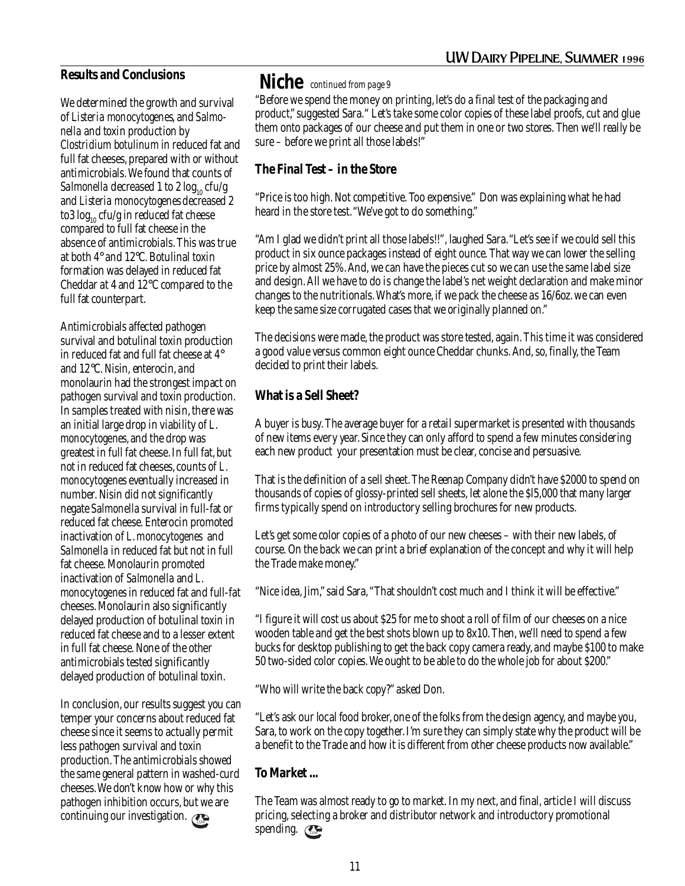## Results and Conclusions

We determined the growth and survival of *Listeria monocytogenes*, and *Salmonella* and toxin production by *Clostridium botulinum* in reduced fat and full fat cheeses, prepared with or without antimicrobials. We found that counts of *Salmonella* decreased 1 to 2 $\log_{10}$ cfu/g and *Listeria monocytogenes* decreased 2 to3 $\log_{10}$ cfu/g in reduced fat cheese compared to full fat cheese in the absence of antimicrobials. This was true at both 4° and 12°C. Botulinal toxin formation was delayed in reduced fat Cheddar at 4 and 12°C compared to the full fat counterpart.

Antimicrobials affected pathogen survival and botulinal toxin production in reduced fat and full fat cheese at 4° and 12°C. Nisin, enterocin, and monolaurin had the strongest impact on pathogen survival and toxin production. In samples treated with nisin, there was an initial large drop in viability of *L. monocytogenes*, and the drop was greatest in full fat cheese. In full fat, but not in reduced fat cheeses, counts of *L. monocytogenes* eventually increased in number. Nisin did not significantly negate *Salmonella* survival in full-fat or reduced fat cheese. Enterocin promoted inactivation of *L. monocytogenes* and *Salmonella* in reduced fat but not in full fat cheese. Monolaurin promoted inactivation of *Salmonella* and *L. monocytogenes* in reduced fat and full-fat cheeses. Monolaurin also significantly delayed production of botulinal toxin in reduced fat cheese and to a lesser extent in full fat cheese. None of the other antimicrobials tested significantly delayed production of botulinal toxin.

In conclusion, our results suggest you can temper your concerns about reduced fat cheese since it seems to actually permit less pathogen survival and toxin production. The antimicrobials showed the same general pattern in washed-curd cheeses. We don't know how or why this pathogen inhibition occurs, but we are continuing our investigation.

## Niche *continued from page 9*

"Before we spend the money on printing, let's do a final test of the packaging and product," suggested Sara. " Let's take some color copies of these label proofs, cut and glue them onto packages of our cheese and put them in one or two stores. Then we'll really be sure – before we print all those labels!"

### The Final Test – in the Store

"Price is too high. Not competitive. Too expensive." Don was explaining what he had heard in the store test. "We've got to do something."

"Am I glad we didn't print all those labels!!", laughed Sara. "Let's see if we could sell this product in six ounce packages instead of eight ounce. That way we can lower the selling price by almost 25%. And, we can have the pieces cut so we can use the same label size and design. All we have to do is change the label's net weight declaration and make minor changes to the nutritionals. What's more, if we pack the cheese as 16/6oz. we can even keep the same size corrugated cases that we originally planned on."

The decisions were made, the product was store tested, again. This time it was considered a good value versus common eight ounce Cheddar chunks. And, so, finally, the Team decided to print their labels.

### What is a Sell Sheet?

A buyer is busy. The average buyer for a retail supermarket is presented with thousands of new items every year. Since they can only afford to spend a few minutes considering each new product your presentation must be clear, concise and persuasive.

That is the definition of a sell sheet. The Reenap Company didn't have $2000 to spend on thousands of copies of glossy-printed sell sheets, let alone the $l5,000 that many larger firms typically spend on introductory selling brochures for new products.

Let's get some color copies of a photo of our new cheeses – with their new labels, of course. On the back we can print a brief explanation of the concept and why it will help the Trade make money."

"Nice idea, Jim," said Sara, "That shouldn't cost much and I think it will be effective."

"I figure it will cost us about $25 for me to shoot a roll of film of our cheeses on a nice wooden table and get the best shots blown up to 8x10. Then, we'll need to spend a few bucks for desktop publishing to get the back copy camera ready, and maybe $100 to make 50 two-sided color copies. We ought to be able to do the whole job for about $200."

"Who will write the back copy?" asked Don.

"Let's ask our local food broker, one of the folks from the design agency, and maybe you, Sara, to work on the copy together. I'm sure they can simply state why the product will be a benefit to the Trade and how it is different from other cheese products now available."

### To Market ...

The Team was almost ready to go to market. In my next, and final, article I will discuss pricing, selecting a broker and distributor network and introductory promotional spending.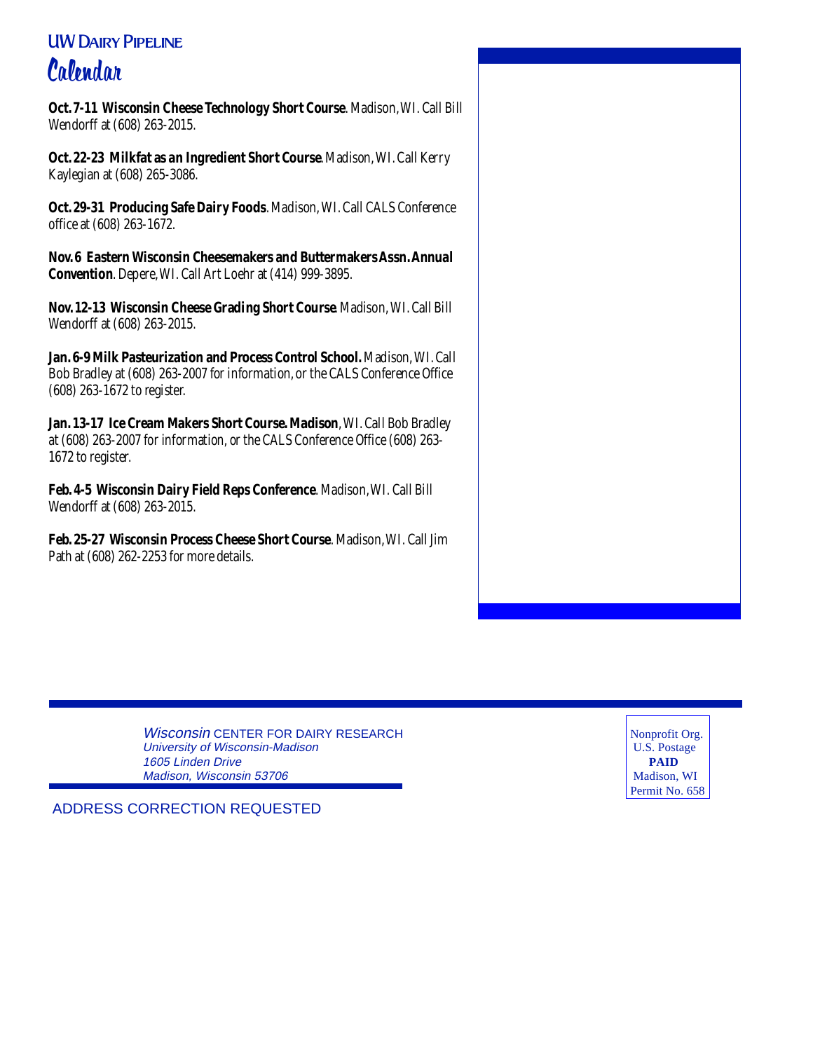UW DAIRY PIPELINE

# Calendar

**Oct. 7-11 Wisconsin Cheese Technology Short Course**. Madison, WI. Call Bill Wendorff at (608) 263-2015.

**Oct. 22-23 Milkfat as an Ingredient Short Course**. Madison, WI. Call Kerry Kaylegian at (608) 265-3086.

**Oct. 29-31 Producing Safe Dairy Foods**. Madison, WI. Call CALS Conference office at (608) 263-1672.

**Nov. 6 Eastern Wisconsin Cheesemakers and Buttermakers Assn. Annual Convention**. Depere, WI. Call Art Loehr at (414) 999-3895.

**Nov. 12-13 Wisconsin Cheese Grading Short Course**. Madison, WI. Call Bill Wendorff at (608) 263-2015.

**Jan. 6-9 Milk Pasteurization and Process Control School.** Madison, WI. Call Bob Bradley at (608) 263-2007 for information, or the CALS Conference Office (608) 263-1672 to register.

**Jan. 13-17 Ice Cream Makers Short Course. Madison**, WI. Call Bob Bradley at (608) 263-2007 for information, or the CALS Conference Office (608) 263-1672 to register.

**Feb. 4-5 Wisconsin Dairy Field Reps Conference**. Madison, WI. Call Bill Wendorff at (608) 263-2015.

**Feb. 25-27 Wisconsin Process Cheese Short Course**. Madison, WI. Call Jim Path at (608) 262-2253 for more details.

*Wisconsin* CENTER FOR DAIRY RESEARCH
*University of Wisconsin-Madison*
*1605 Linden Drive*
*Madison, Wisconsin 53706*

ADDRESS CORRECTION REQUESTED

Nonprofit Org.
U.S. Postage
**PAID**
Madison, WI
Permit No. 658